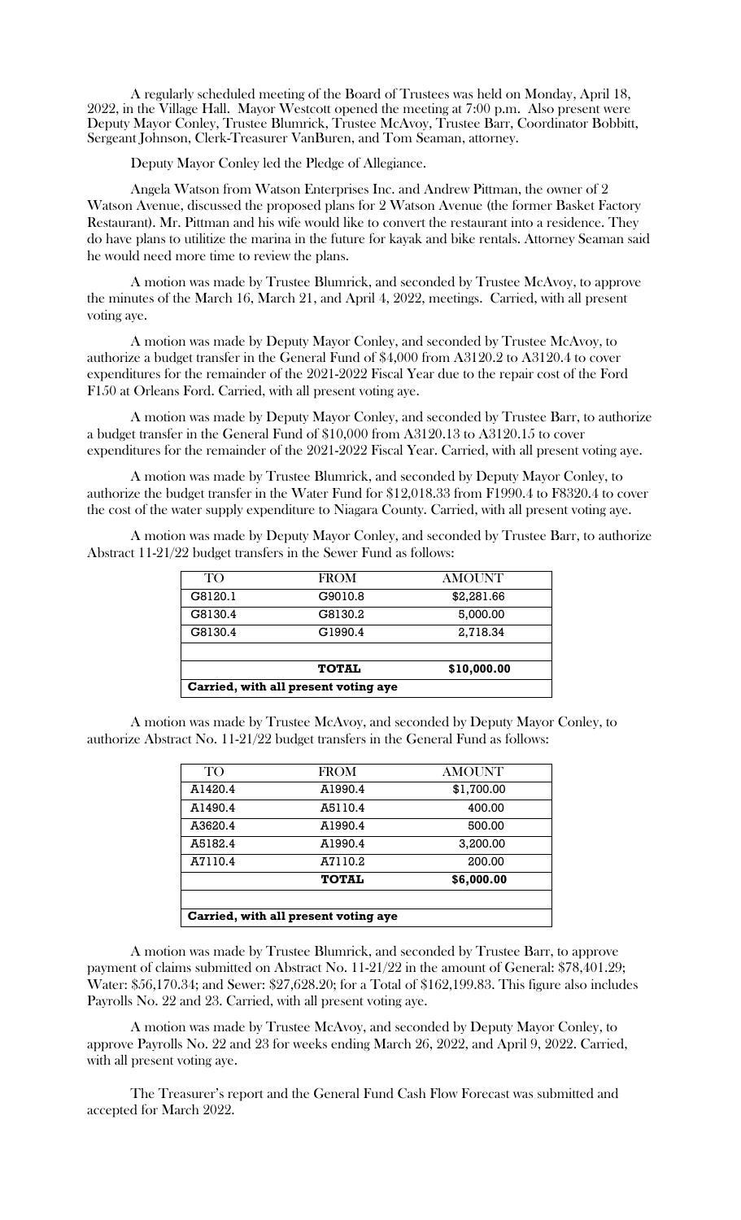A regularly scheduled meeting of the Board of Trustees was held on Monday, April 18, 2022, in the Village Hall. Mayor Westcott opened the meeting at 7:00 p.m. Also present were Deputy Mayor Conley, Trustee Blumrick, Trustee McAvoy, Trustee Barr, Coordinator Bobbitt, Sergeant Johnson, Clerk-Treasurer VanBuren, and Tom Seaman, attorney.

Deputy Mayor Conley led the Pledge of Allegiance.

Angela Watson from Watson Enterprises Inc. and Andrew Pittman, the owner of 2 Watson Avenue, discussed the proposed plans for 2 Watson Avenue (the former Basket Factory Restaurant). Mr. Pittman and his wife would like to convert the restaurant into a residence. They do have plans to utilitize the marina in the future for kayak and bike rentals. Attorney Seaman said he would need more time to review the plans.

A motion was made by Trustee Blumrick, and seconded by Trustee McAvoy, to approve the minutes of the March 16, March 21, and April 4, 2022, meetings. Carried, with all present voting aye.

A motion was made by Deputy Mayor Conley, and seconded by Trustee McAvoy, to authorize a budget transfer in the General Fund of $4,000 from A3120.2 to A3120.4 to cover expenditures for the remainder of the 2021-2022 Fiscal Year due to the repair cost of the Ford F150 at Orleans Ford. Carried, with all present voting aye.

A motion was made by Deputy Mayor Conley, and seconded by Trustee Barr, to authorize a budget transfer in the General Fund of $10,000 from A3120.13 to A3120.15 to cover expenditures for the remainder of the 2021-2022 Fiscal Year. Carried, with all present voting aye.

A motion was made by Trustee Blumrick, and seconded by Deputy Mayor Conley, to authorize the budget transfer in the Water Fund for $12,018.33 from F1990.4 to F8320.4 to cover the cost of the water supply expenditure to Niagara County. Carried, with all present voting aye.

A motion was made by Deputy Mayor Conley, and seconded by Trustee Barr, to authorize Abstract 11-21/22 budget transfers in the Sewer Fund as follows:

| TO | FROM | AMOUNT |
|---|---|---|
| G8120.1 | G9010.8 | $2,281.66 |
| G8130.4 | G8130.2 | 5,000.00 |
| G8130.4 | G1990.4 | 2,718.34 |
| | | |
| | **TOTAL** | **$10,000.00** |
| **Carried, with all present voting aye** | | |

A motion was made by Trustee McAvoy, and seconded by Deputy Mayor Conley, to authorize Abstract No. 11-21/22 budget transfers in the General Fund as follows:

| TO | FROM | AMOUNT |
|---|---|---|
| A1420.4 | A1990.4 | $1,700.00 |
| A1490.4 | A5110.4 | 400.00 |
| A3620.4 | A1990.4 | 500.00 |
| A5182.4 | A1990.4 | 3,200.00 |
| A7110.4 | A7110.2 | 200.00 |
| | **TOTAL** | **$6,000.00** |
| | | |
| **Carried, with all present voting aye** | | |

A motion was made by Trustee Blumrick, and seconded by Trustee Barr, to approve payment of claims submitted on Abstract No. 11-21/22 in the amount of General: $78,401.29; Water: $56,170.34; and Sewer: $27,628.20; for a Total of $162,199.83. This figure also includes Payrolls No. 22 and 23. Carried, with all present voting aye.

A motion was made by Trustee McAvoy, and seconded by Deputy Mayor Conley, to approve Payrolls No. 22 and 23 for weeks ending March 26, 2022, and April 9, 2022. Carried, with all present voting aye.

The Treasurer's report and the General Fund Cash Flow Forecast was submitted and accepted for March 2022.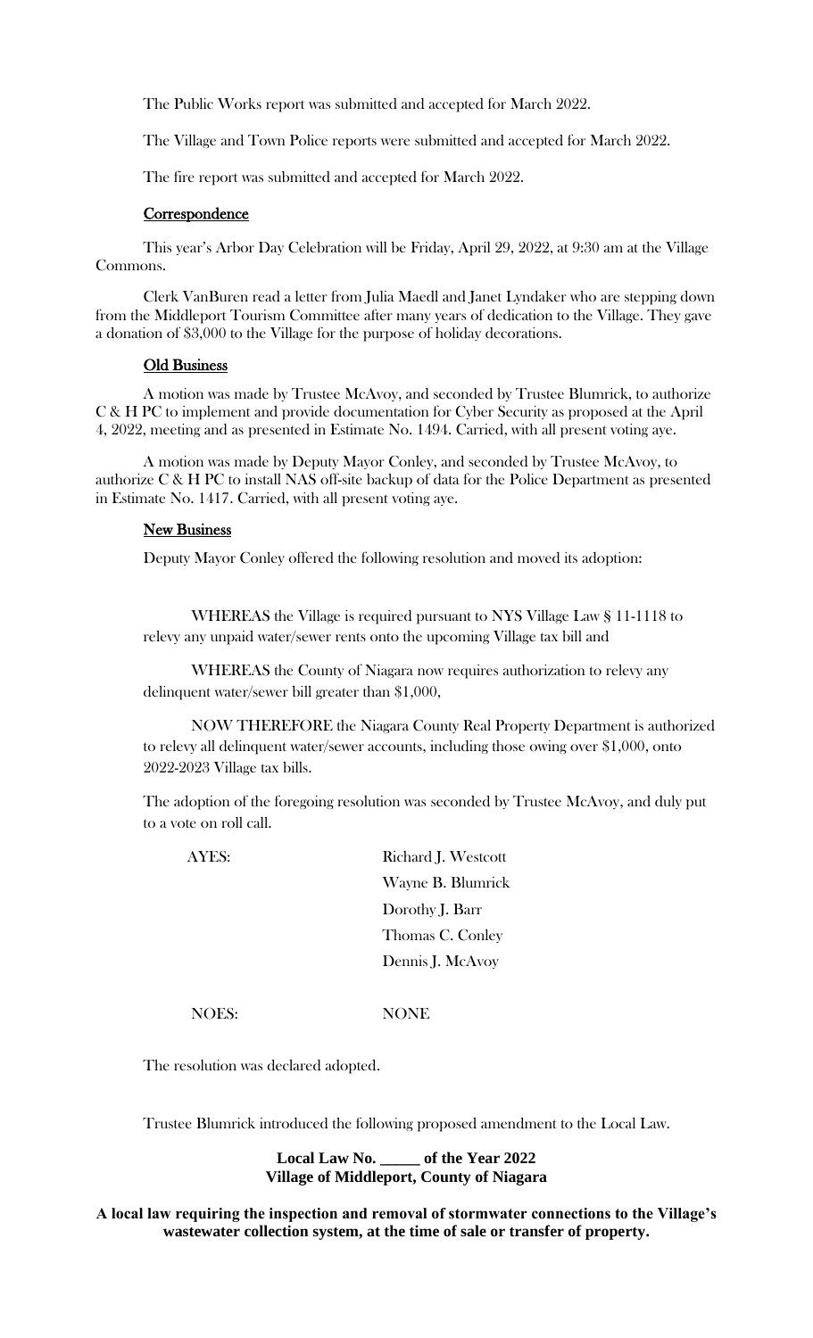The Public Works report was submitted and accepted for March 2022.

The Village and Town Police reports were submitted and accepted for March 2022.

The fire report was submitted and accepted for March 2022.

## Correspondence

This year's Arbor Day Celebration will be Friday, April 29, 2022, at 9:30 am at the Village Commons.

Clerk VanBuren read a letter from Julia Maedl and Janet Lyndaker who are stepping down from the Middleport Tourism Committee after many years of dedication to the Village. They gave a donation of $3,000 to the Village for the purpose of holiday decorations.

## Old Business

A motion was made by Trustee McAvoy, and seconded by Trustee Blumrick, to authorize C & H PC to implement and provide documentation for Cyber Security as proposed at the April 4, 2022, meeting and as presented in Estimate No. 1494. Carried, with all present voting aye.

A motion was made by Deputy Mayor Conley, and seconded by Trustee McAvoy, to authorize C & H PC to install NAS off-site backup of data for the Police Department as presented in Estimate No. 1417. Carried, with all present voting aye.

## New Business

Deputy Mayor Conley offered the following resolution and moved its adoption:

WHEREAS the Village is required pursuant to NYS Village Law § 11-1118 to relevy any unpaid water/sewer rents onto the upcoming Village tax bill and

WHEREAS the County of Niagara now requires authorization to relevy any delinquent water/sewer bill greater than $1,000,

NOW THEREFORE the Niagara County Real Property Department is authorized to relevy all delinquent water/sewer accounts, including those owing over $1,000, onto 2022-2023 Village tax bills.

The adoption of the foregoing resolution was seconded by Trustee McAvoy, and duly put to a vote on roll call.

AYES: Richard J. Westcott
Wayne B. Blumrick
Dorothy J. Barr
Thomas C. Conley
Dennis J. McAvoy

NOES: NONE

The resolution was declared adopted.

Trustee Blumrick introduced the following proposed amendment to the Local Law.

**Local Law No. _____ of the Year 2022**
**Village of Middleport, County of Niagara**

**A local law requiring the inspection and removal of stormwater connections to the Village's wastewater collection system, at the time of sale or transfer of property.**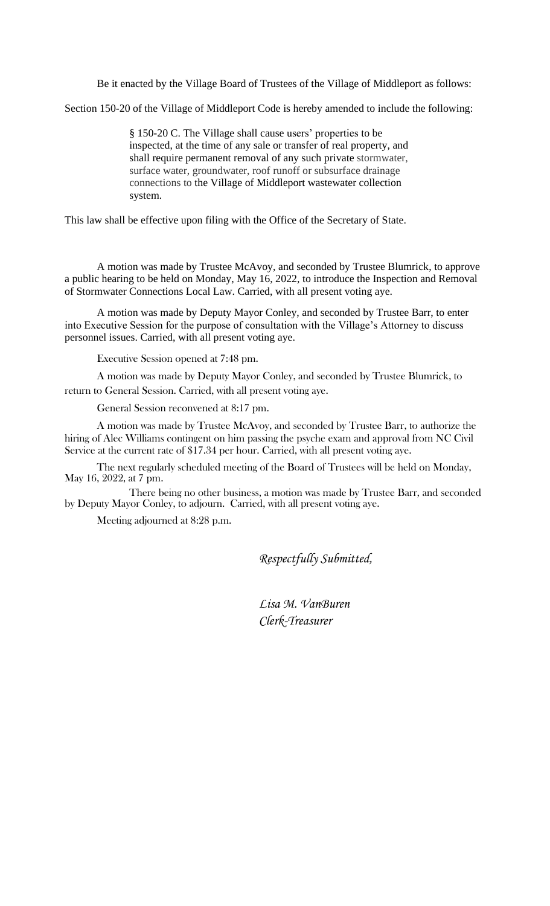Be it enacted by the Village Board of Trustees of the Village of Middleport as follows:

Section 150-20 of the Village of Middleport Code is hereby amended to include the following:

> § 150-20 C. The Village shall cause users' properties to be inspected, at the time of any sale or transfer of real property, and shall require permanent removal of any such private stormwater, surface water, groundwater, roof runoff or subsurface drainage connections to the Village of Middleport wastewater collection system.

This law shall be effective upon filing with the Office of the Secretary of State.

A motion was made by Trustee McAvoy, and seconded by Trustee Blumrick, to approve a public hearing to be held on Monday, May 16, 2022, to introduce the Inspection and Removal of Stormwater Connections Local Law. Carried, with all present voting aye.

A motion was made by Deputy Mayor Conley, and seconded by Trustee Barr, to enter into Executive Session for the purpose of consultation with the Village's Attorney to discuss personnel issues. Carried, with all present voting aye.

Executive Session opened at 7:48 pm.

A motion was made by Deputy Mayor Conley, and seconded by Trustee Blumrick, to return to General Session. Carried, with all present voting aye.

General Session reconvened at 8:17 pm.

A motion was made by Trustee McAvoy, and seconded by Trustee Barr, to authorize the hiring of Alec Williams contingent on him passing the psyche exam and approval from NC Civil Service at the current rate of $17.34 per hour. Carried, with all present voting aye.

The next regularly scheduled meeting of the Board of Trustees will be held on Monday, May 16, 2022, at 7 pm.

There being no other business, a motion was made by Trustee Barr, and seconded by Deputy Mayor Conley, to adjourn. Carried, with all present voting aye.

Meeting adjourned at 8:28 p.m.

*Respectfully Submitted,*

*Lisa M. VanBuren*
*Clerk-Treasurer*